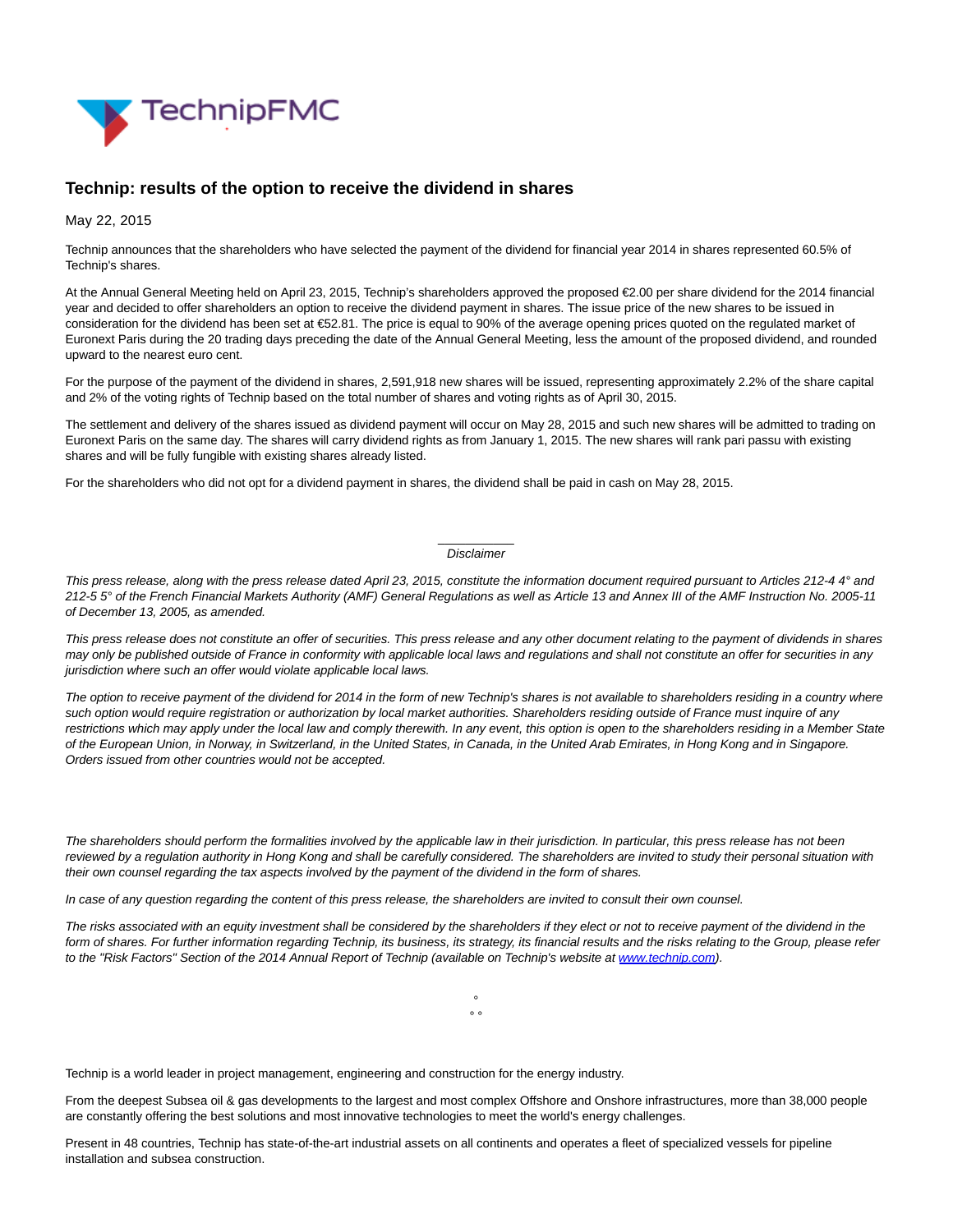# Technip: results of the option to receive the dividend in shares

May 22, 2015

Technip announces that the shareholders who have selected the payment of the dividend for financial year 2014 in shares represented 60.5% of Technip's shares.

At the Annual General Meeting held on April 23, 2015, Technip's shareholders approved the proposed €2.00 per share dividend for the 2014 financial year and decided to offer shareholders an option to receive the dividend payment in shares. The issue price of the new shares to be issued in consideration for the dividend has been set at €52.81. The price is equal to 90% of the average opening prices quoted on the regulated market of Euronext Paris during the 20 trading days preceding the date of the Annual General Meeting, less the amount of the proposed dividend, and rounded upward to the nearest euro cent.

For the purpose of the payment of the dividend in shares, 2,591,918 new shares will be issued, representing approximately 2.2% of the share capital and 2% of the voting rights of Technip based on the total number of shares and voting rights as of April 30, 2015.

The settlement and delivery of the shares issued as dividend payment will occur on May 28, 2015 and such new shares will be admitted to trading on Euronext Paris on the same day. The shares will carry dividend rights as from January 1, 2015. The new shares will rank pari passu with existing shares and will be fully fungible with existing shares already listed.

For the shareholders who did not opt for a dividend payment in shares, the dividend shall be paid in cash on May 28, 2015.

---

*Disclaimer*

*This press release, along with the press release dated April 23, 2015, constitute the information document required pursuant to Articles 212-4 4° and 212-5 5° of the French Financial Markets Authority (AMF) General Regulations as well as Article 13 and Annex III of the AMF Instruction No. 2005-11 of December 13, 2005, as amended.*

*This press release does not constitute an offer of securities. This press release and any other document relating to the payment of dividends in shares may only be published outside of France in conformity with applicable local laws and regulations and shall not constitute an offer for securities in any jurisdiction where such an offer would violate applicable local laws.*

*The option to receive payment of the dividend for 2014 in the form of new Technip's shares is not available to shareholders residing in a country where such option would require registration or authorization by local market authorities. Shareholders residing outside of France must inquire of any restrictions which may apply under the local law and comply therewith. In any event, this option is open to the shareholders residing in a Member State of the European Union, in Norway, in Switzerland, in the United States, in Canada, in the United Arab Emirates, in Hong Kong and in Singapore. Orders issued from other countries would not be accepted.*

*The shareholders should perform the formalities involved by the applicable law in their jurisdiction. In particular, this press release has not been reviewed by a regulation authority in Hong Kong and shall be carefully considered. The shareholders are invited to study their personal situation with their own counsel regarding the tax aspects involved by the payment of the dividend in the form of shares.*

*In case of any question regarding the content of this press release, the shareholders are invited to consult their own counsel.*

*The risks associated with an equity investment shall be considered by the shareholders if they elect or not to receive payment of the dividend in the form of shares. For further information regarding Technip, its business, its strategy, its financial results and the risks relating to the Group, please refer to the "Risk Factors" Section of the 2014 Annual Report of Technip (available on Technip's website at [www.technip.com](http://www.technip.com)).*

°
° °

Technip is a world leader in project management, engineering and construction for the energy industry.

From the deepest Subsea oil & gas developments to the largest and most complex Offshore and Onshore infrastructures, more than 38,000 people are constantly offering the best solutions and most innovative technologies to meet the world's energy challenges.

Present in 48 countries, Technip has state-of-the-art industrial assets on all continents and operates a fleet of specialized vessels for pipeline installation and subsea construction.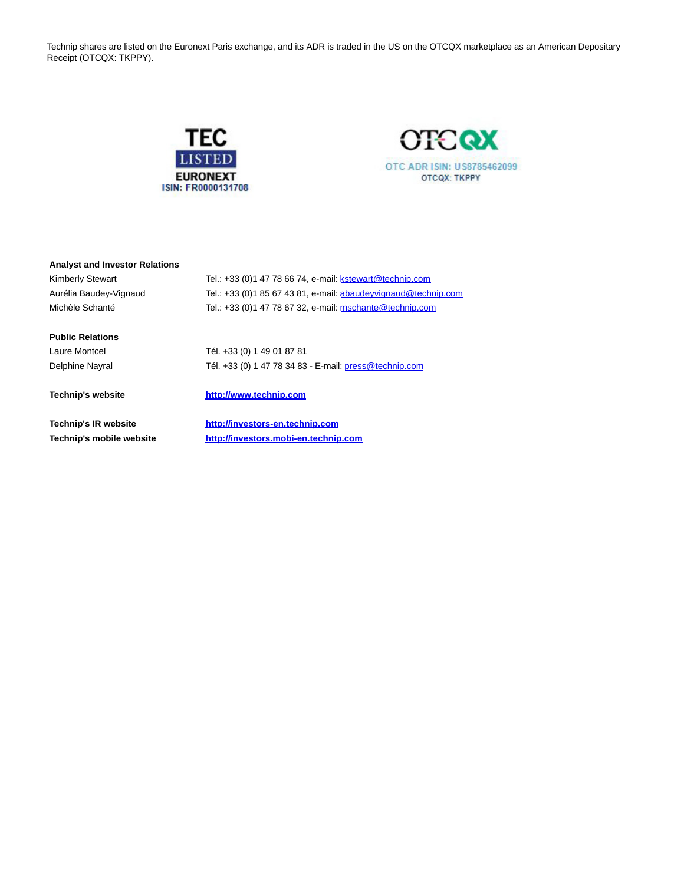Technip shares are listed on the Euronext Paris exchange, and its ADR is traded in the US on the OTCQX marketplace as an American Depositary Receipt (OTCQX: TKPPY).

TEC
LISTED
EURONEXT
ISIN: FR0000131708

OTCQX
OTC ADR ISIN: US8785462099
OTCQX: TKPPY

**Analyst and Investor Relations**

| | |
|---|---|
| Kimberly Stewart | Tel.: +33 (0)1 47 78 66 74, e-mail: kstewart@technip.com |
| Aurélia Baudey-Vignaud | Tel.: +33 (0)1 85 67 43 81, e-mail: abaudeyvignaud@technip.com |
| Michèle Schanté | Tel.: +33 (0)1 47 78 67 32, e-mail: mschante@technip.com |

**Public Relations**

| | |
|---|---|
| Laure Montcel | Tél. +33 (0) 1 49 01 87 81 |
| Delphine Nayral | Tél. +33 (0) 1 47 78 34 83 - E-mail: press@technip.com |

| | |
|---|---|
| **Technip's website** | **http://www.technip.com** |
| **Technip's IR website** | **http://investors-en.technip.com** |
| **Technip's mobile website** | **http://investors.mobi-en.technip.com** |